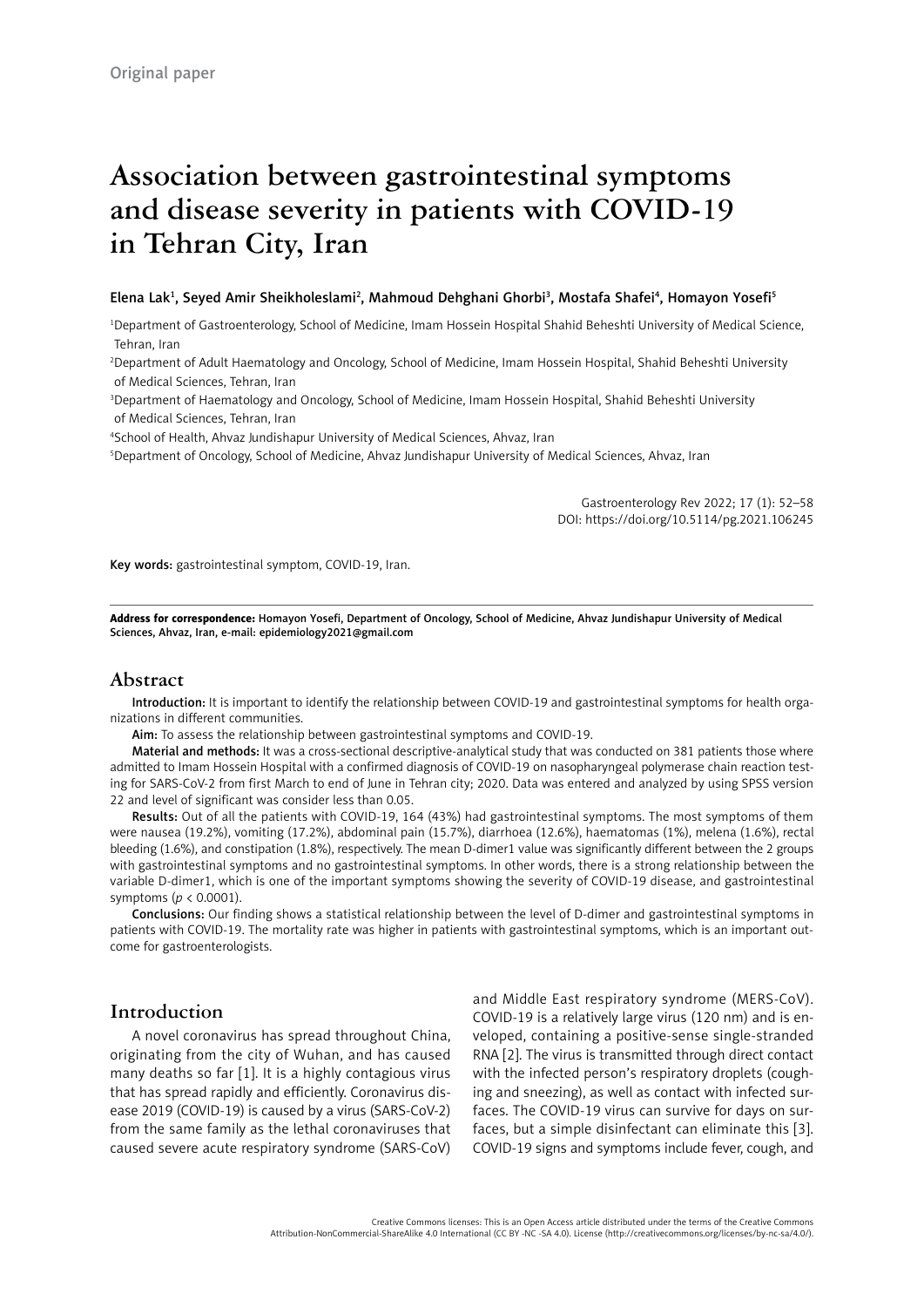Original paper

# Association between gastrointestinal symptoms and disease severity in patients with COVID-19 in Tehran City, Iran

**Elena Lak[1], Seyed Amir Sheikholeslami[2], Mahmoud Dehghani Ghorbi[3], Mostafa Shafei[4], Homayon Yosefi[5]**

[1]Department of Gastroenterology, School of Medicine, Imam Hossein Hospital Shahid Beheshti University of Medical Science, Tehran, Iran
[2]Department of Adult Haematology and Oncology, School of Medicine, Imam Hossein Hospital, Shahid Beheshti University of Medical Sciences, Tehran, Iran
[3]Department of Haematology and Oncology, School of Medicine, Imam Hossein Hospital, Shahid Beheshti University of Medical Sciences, Tehran, Iran
[4]School of Health, Ahvaz Jundishapur University of Medical Sciences, Ahvaz, Iran
[5]Department of Oncology, School of Medicine, Ahvaz Jundishapur University of Medical Sciences, Ahvaz, Iran

Gastroenterology Rev 2022; 17 (1): 52–58
DOI: https://doi.org/10.5114/pg.2021.106245

**Key words:** gastrointestinal symptom, COVID-19, Iran.

**Address for correspondence:** Homayon Yosefi, Department of Oncology, School of Medicine, Ahvaz Jundishapur University of Medical Sciences, Ahvaz, Iran, e-mail: epidemiology2021@gmail.com

## Abstract

**Introduction:** It is important to identify the relationship between COVID-19 and gastrointestinal symptoms for health organizations in different communities.

**Aim:** To assess the relationship between gastrointestinal symptoms and COVID-19.

**Material and methods:** It was a cross-sectional descriptive-analytical study that was conducted on 381 patients those where admitted to Imam Hossein Hospital with a confirmed diagnosis of COVID-19 on nasopharyngeal polymerase chain reaction testing for SARS-CoV-2 from first March to end of June in Tehran city; 2020. Data was entered and analyzed by using SPSS version 22 and level of significant was consider less than 0.05.

**Results:** Out of all the patients with COVID-19, 164 (43%) had gastrointestinal symptoms. The most symptoms of them were nausea (19.2%), vomiting (17.2%), abdominal pain (15.7%), diarrhoea (12.6%), haematomas (1%), melena (1.6%), rectal bleeding (1.6%), and constipation (1.8%), respectively. The mean D-dimer1 value was significantly different between the 2 groups with gastrointestinal symptoms and no gastrointestinal symptoms. In other words, there is a strong relationship between the variable D-dimer1, which is one of the important symptoms showing the severity of COVID-19 disease, and gastrointestinal symptoms ($p < 0.0001$).

**Conclusions:** Our finding shows a statistical relationship between the level of D-dimer and gastrointestinal symptoms in patients with COVID-19. The mortality rate was higher in patients with gastrointestinal symptoms, which is an important outcome for gastroenterologists.

## Introduction

A novel coronavirus has spread throughout China, originating from the city of Wuhan, and has caused many deaths so far [1]. It is a highly contagious virus that has spread rapidly and efficiently. Coronavirus disease 2019 (COVID-19) is caused by a virus (SARS-CoV-2) from the same family as the lethal coronaviruses that caused severe acute respiratory syndrome (SARS-CoV) and Middle East respiratory syndrome (MERS-CoV). COVID-19 is a relatively large virus (120 nm) and is enveloped, containing a positive-sense single-stranded RNA [2]. The virus is transmitted through direct contact with the infected person's respiratory droplets (coughing and sneezing), as well as contact with infected surfaces. The COVID-19 virus can survive for days on surfaces, but a simple disinfectant can eliminate this [3]. COVID-19 signs and symptoms include fever, cough, and

Creative Commons licenses: This is an Open Access article distributed under the terms of the Creative Commons Attribution-NonCommercial-ShareAlike 4.0 International (CC BY -NC -SA 4.0). License (http://creativecommons.org/licenses/by-nc-sa/4.0/).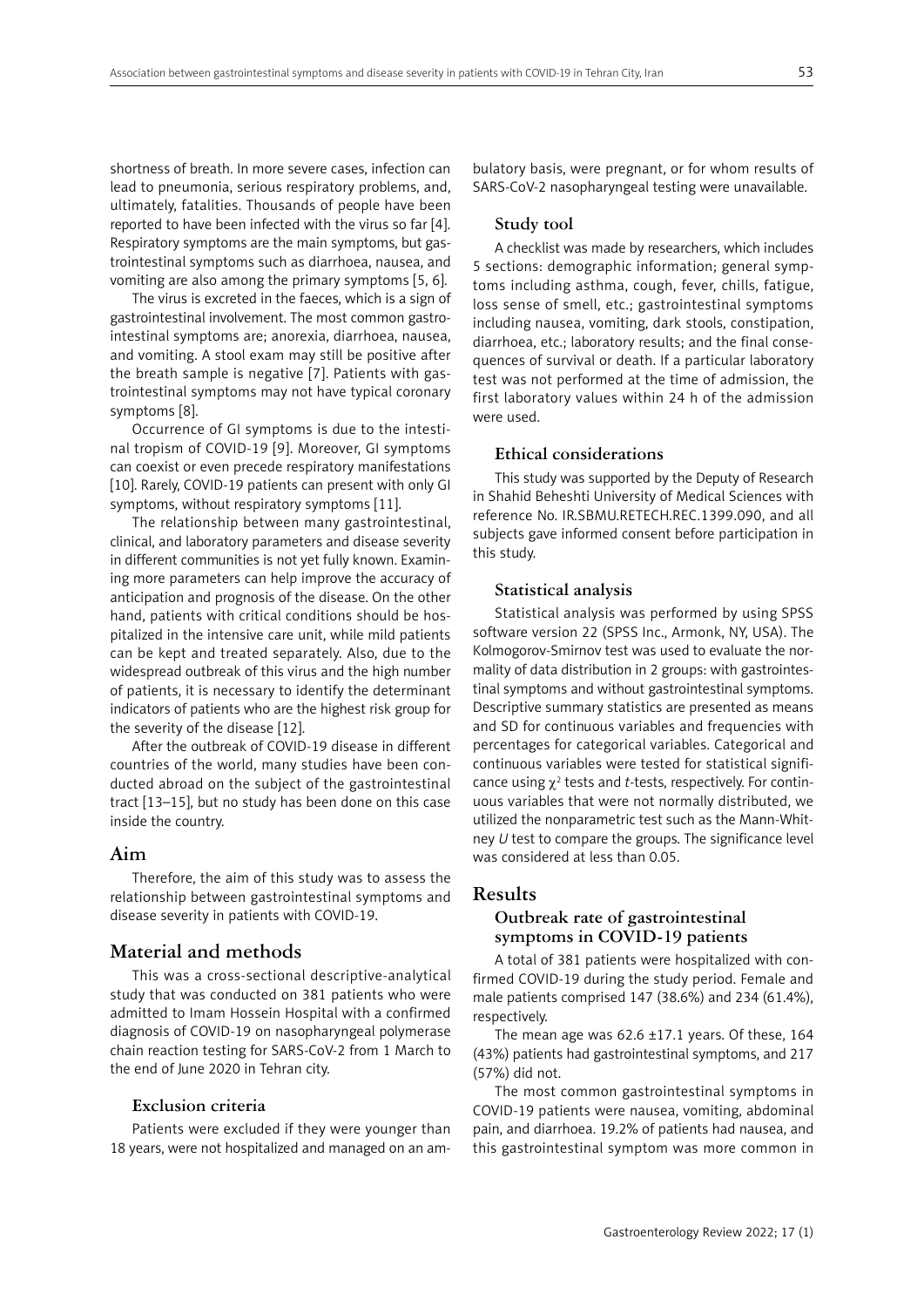shortness of breath. In more severe cases, infection can lead to pneumonia, serious respiratory problems, and, ultimately, fatalities. Thousands of people have been reported to have been infected with the virus so far [4]. Respiratory symptoms are the main symptoms, but gastrointestinal symptoms such as diarrhoea, nausea, and vomiting are also among the primary symptoms [5, 6].

The virus is excreted in the faeces, which is a sign of gastrointestinal involvement. The most common gastrointestinal symptoms are; anorexia, diarrhoea, nausea, and vomiting. A stool exam may still be positive after the breath sample is negative [7]. Patients with gastrointestinal symptoms may not have typical coronary symptoms [8].

Occurrence of GI symptoms is due to the intestinal tropism of COVID-19 [9]. Moreover, GI symptoms can coexist or even precede respiratory manifestations [10]. Rarely, COVID-19 patients can present with only GI symptoms, without respiratory symptoms [11].

The relationship between many gastrointestinal, clinical, and laboratory parameters and disease severity in different communities is not yet fully known. Examining more parameters can help improve the accuracy of anticipation and prognosis of the disease. On the other hand, patients with critical conditions should be hospitalized in the intensive care unit, while mild patients can be kept and treated separately. Also, due to the widespread outbreak of this virus and the high number of patients, it is necessary to identify the determinant indicators of patients who are the highest risk group for the severity of the disease [12].

After the outbreak of COVID-19 disease in different countries of the world, many studies have been conducted abroad on the subject of the gastrointestinal tract [13–15], but no study has been done on this case inside the country.

## Aim

Therefore, the aim of this study was to assess the relationship between gastrointestinal symptoms and disease severity in patients with COVID-19.

## Material and methods

This was a cross-sectional descriptive-analytical study that was conducted on 381 patients who were admitted to Imam Hossein Hospital with a confirmed diagnosis of COVID-19 on nasopharyngeal polymerase chain reaction testing for SARS-CoV-2 from 1 March to the end of June 2020 in Tehran city.

### Exclusion criteria

Patients were excluded if they were younger than 18 years, were not hospitalized and managed on an ambulatory basis, were pregnant, or for whom results of SARS-CoV-2 nasopharyngeal testing were unavailable.

### Study tool

A checklist was made by researchers, which includes 5 sections: demographic information; general symptoms including asthma, cough, fever, chills, fatigue, loss sense of smell, etc.; gastrointestinal symptoms including nausea, vomiting, dark stools, constipation, diarrhoea, etc.; laboratory results; and the final consequences of survival or death. If a particular laboratory test was not performed at the time of admission, the first laboratory values within 24 h of the admission were used.

### Ethical considerations

This study was supported by the Deputy of Research in Shahid Beheshti University of Medical Sciences with reference No. IR.SBMU.RETECH.REC.1399.090, and all subjects gave informed consent before participation in this study.

### Statistical analysis

Statistical analysis was performed by using SPSS software version 22 (SPSS Inc., Armonk, NY, USA). The Kolmogorov-Smirnov test was used to evaluate the normality of data distribution in 2 groups: with gastrointestinal symptoms and without gastrointestinal symptoms. Descriptive summary statistics are presented as means and SD for continuous variables and frequencies with percentages for categorical variables. Categorical and continuous variables were tested for statistical significance using $\chi^2$ tests and *t*-tests, respectively. For continuous variables that were not normally distributed, we utilized the nonparametric test such as the Mann-Whitney *U* test to compare the groups. The significance level was considered at less than 0.05.

## Results

### Outbreak rate of gastrointestinal symptoms in COVID-19 patients

A total of 381 patients were hospitalized with confirmed COVID-19 during the study period. Female and male patients comprised 147 (38.6%) and 234 (61.4%), respectively.

The mean age was 62.6 ±17.1 years. Of these, 164 (43%) patients had gastrointestinal symptoms, and 217 (57%) did not.

The most common gastrointestinal symptoms in COVID-19 patients were nausea, vomiting, abdominal pain, and diarrhoea. 19.2% of patients had nausea, and this gastrointestinal symptom was more common in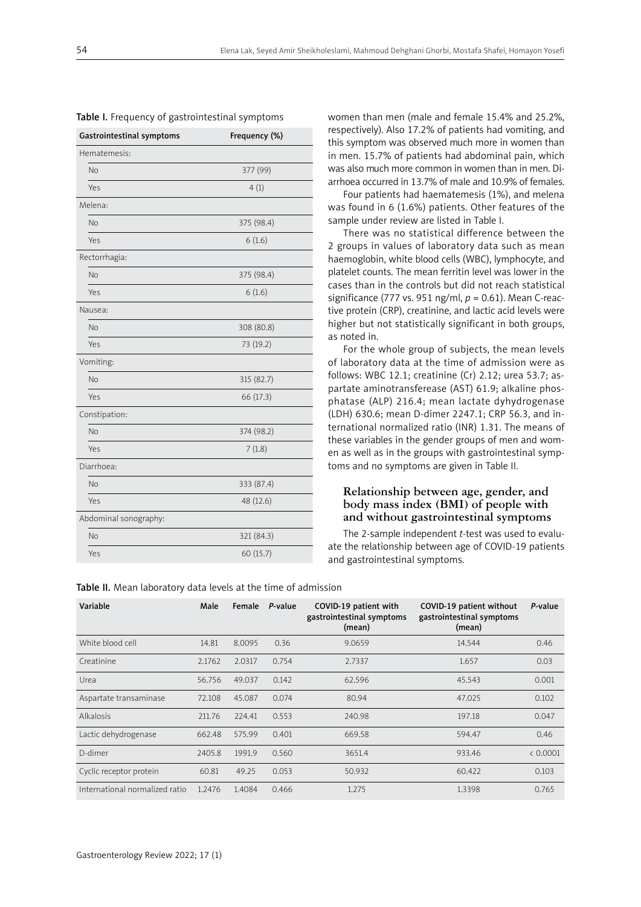**Table I.** Frequency of gastrointestinal symptoms

| Gastrointestinal symptoms | Frequency (%) |
|---|---|
| Hematemesis: | |
| No | 377 (99) |
| Yes | 4 (1) |
| Melena: | |
| No | 375 (98.4) |
| Yes | 6 (1.6) |
| Rectorrhagia: | |
| No | 375 (98.4) |
| Yes | 6 (1.6) |
| Nausea: | |
| No | 308 (80.8) |
| Yes | 73 (19.2) |
| Vomiting: | |
| No | 315 (82.7) |
| Yes | 66 (17.3) |
| Constipation: | |
| No | 374 (98.2) |
| Yes | 7 (1.8) |
| Diarrhoea: | |
| No | 333 (87.4) |
| Yes | 48 (12.6) |
| Abdominal sonography: | |
| No | 321 (84.3) |
| Yes | 60 (15.7) |

women than men (male and female 15.4% and 25.2%, respectively). Also 17.2% of patients had vomiting, and this symptom was observed much more in women than in men. 15.7% of patients had abdominal pain, which was also much more common in women than in men. Diarrhoea occurred in 13.7% of male and 10.9% of females.

Four patients had haematemesis (1%), and melena was found in 6 (1.6%) patients. Other features of the sample under review are listed in Table I.

There was no statistical difference between the 2 groups in values of laboratory data such as mean haemoglobin, white blood cells (WBC), lymphocyte, and platelet counts. The mean ferritin level was lower in the cases than in the controls but did not reach statistical significance (777 vs. 951 ng/ml, $p = 0.61$). Mean C-reactive protein (CRP), creatinine, and lactic acid levels were higher but not statistically significant in both groups, as noted in.

For the whole group of subjects, the mean levels of laboratory data at the time of admission were as follows: WBC 12.1; creatinine (Cr) 2.12; urea 53.7; aspartate aminotransferease (AST) 61.9; alkaline phosphatase (ALP) 216.4; mean lactate dyhydrogenase (LDH) 630.6; mean D-dimer 2247.1; CRP 56.3, and international normalized ratio (INR) 1.31. The means of these variables in the gender groups of men and women as well as in the groups with gastrointestinal symptoms and no symptoms are given in Table II.

### Relationship between age, gender, and body mass index (BMI) of people with and without gastrointestinal symptoms

The 2-sample independent *t*-test was used to evaluate the relationship between age of COVID-19 patients and gastrointestinal symptoms.

**Table II.** Mean laboratory data levels at the time of admission

| Variable | Male | Female | *P*-value | COVID-19 patient with gastrointestinal symptoms (mean) | COVID-19 patient without gastrointestinal symptoms (mean) | *P*-value |
|---|---|---|---|---|---|---|
| White blood cell | 14.81 | 8.0095 | 0.36 | 9.0659 | 14.544 | 0.46 |
| Creatinine | 2.1762 | 2.0317 | 0.754 | 2.7337 | 1.657 | 0.03 |
| Urea | 56.756 | 49.037 | 0.142 | 62.596 | 45.543 | 0.001 |
| Aspartate transaminase | 72.108 | 45.087 | 0.074 | 80.94 | 47.025 | 0.102 |
| Alkalosis | 211.76 | 224.41 | 0.553 | 240.98 | 197.18 | 0.047 |
| Lactic dehydrogenase | 662.48 | 575.99 | 0.401 | 669.58 | 594.47 | 0.46 |
| D-dimer | 2405.8 | 1991.9 | 0.560 | 3651.4 | 933.46 | < 0.0001 |
| Cyclic receptor protein | 60.81 | 49.25 | 0.053 | 50.932 | 60.422 | 0.103 |
| International normalized ratio | 1.2476 | 1.4084 | 0.466 | 1.275 | 1.3398 | 0.765 |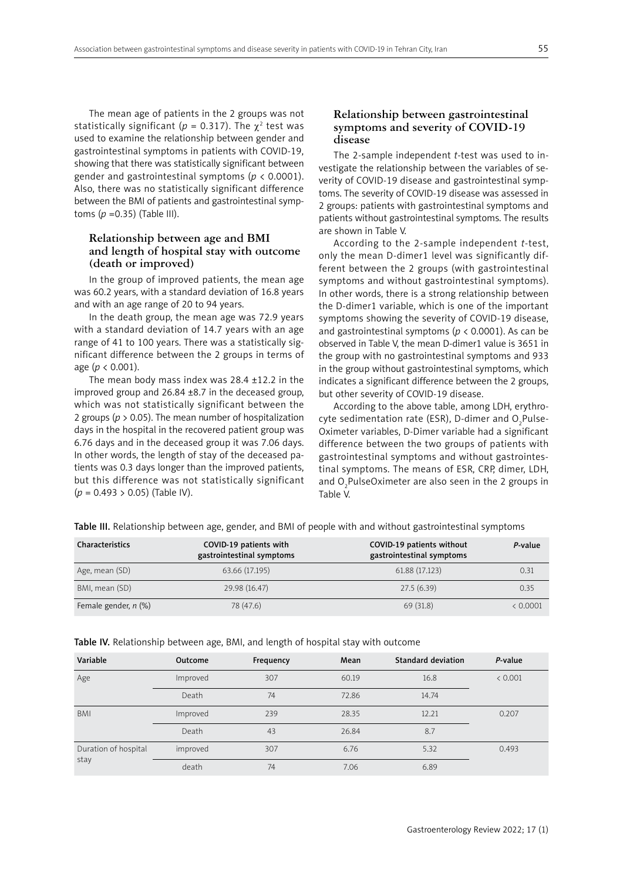The mean age of patients in the 2 groups was not statistically significant ($p = 0.317$). The $\chi^2$ test was used to examine the relationship between gender and gastrointestinal symptoms in patients with COVID-19, showing that there was statistically significant between gender and gastrointestinal symptoms ($p < 0.0001$). Also, there was no statistically significant difference between the BMI of patients and gastrointestinal symptoms ($p$ =0.35) (Table III).

### Relationship between age and BMI and length of hospital stay with outcome (death or improved)

In the group of improved patients, the mean age was 60.2 years, with a standard deviation of 16.8 years and with an age range of 20 to 94 years.

In the death group, the mean age was 72.9 years with a standard deviation of 14.7 years with an age range of 41 to 100 years. There was a statistically significant difference between the 2 groups in terms of age ($p < 0.001$).

The mean body mass index was 28.4 ±12.2 in the improved group and 26.84 ±8.7 in the deceased group, which was not statistically significant between the 2 groups ($p > 0.05$). The mean number of hospitalization days in the hospital in the recovered patient group was 6.76 days and in the deceased group it was 7.06 days. In other words, the length of stay of the deceased patients was 0.3 days longer than the improved patients, but this difference was not statistically significant ($p = 0.493 > 0.05$) (Table IV).

### Relationship between gastrointestinal symptoms and severity of COVID-19 disease

The 2-sample independent *t*-test was used to investigate the relationship between the variables of severity of COVID-19 disease and gastrointestinal symptoms. The severity of COVID-19 disease was assessed in 2 groups: patients with gastrointestinal symptoms and patients without gastrointestinal symptoms. The results are shown in Table V.

According to the 2-sample independent *t*-test, only the mean D-dimer1 level was significantly different between the 2 groups (with gastrointestinal symptoms and without gastrointestinal symptoms). In other words, there is a strong relationship between the D-dimer1 variable, which is one of the important symptoms showing the severity of COVID-19 disease, and gastrointestinal symptoms ($p < 0.0001$). As can be observed in Table V, the mean D-dimer1 value is 3651 in the group with no gastrointestinal symptoms and 933 in the group without gastrointestinal symptoms, which indicates a significant difference between the 2 groups, but other severity of COVID-19 disease.

According to the above table, among LDH, erythrocyte sedimentation rate (ESR), D-dimer and $O_2$Pulse-Oximeter variables, D-Dimer variable had a significant difference between the two groups of patients with gastrointestinal symptoms and without gastrointestinal symptoms. The means of ESR, CRP, dimer, LDH, and $O_2$PulseOximeter are also seen in the 2 groups in Table V.

**Table III.** Relationship between age, gender, and BMI of people with and without gastrointestinal symptoms

| Characteristics | COVID-19 patients with gastrointestinal symptoms | COVID-19 patients without gastrointestinal symptoms | *P*-value |
|---|---|---|---|
| Age, mean (SD) | 63.66 (17.195) | 61.88 (17.123) | 0.31 |
| BMI, mean (SD) | 29.98 (16.47) | 27.5 (6.39) | 0.35 |
| Female gender, *n* (%) | 78 (47.6) | 69 (31.8) | < 0.0001 |

**Table IV.** Relationship between age, BMI, and length of hospital stay with outcome

| Variable | Outcome | Frequency | Mean | Standard deviation | *P*-value |
|---|---|---|---|---|---|
| Age | Improved | 307 | 60.19 | 16.8 | < 0.001 |
| | Death | 74 | 72.86 | 14.74 | |
| BMI | Improved | 239 | 28.35 | 12.21 | 0.207 |
| | Death | 43 | 26.84 | 8.7 | |
| Duration of hospital stay | improved | 307 | 6.76 | 5.32 | 0.493 |
| | death | 74 | 7.06 | 6.89 | |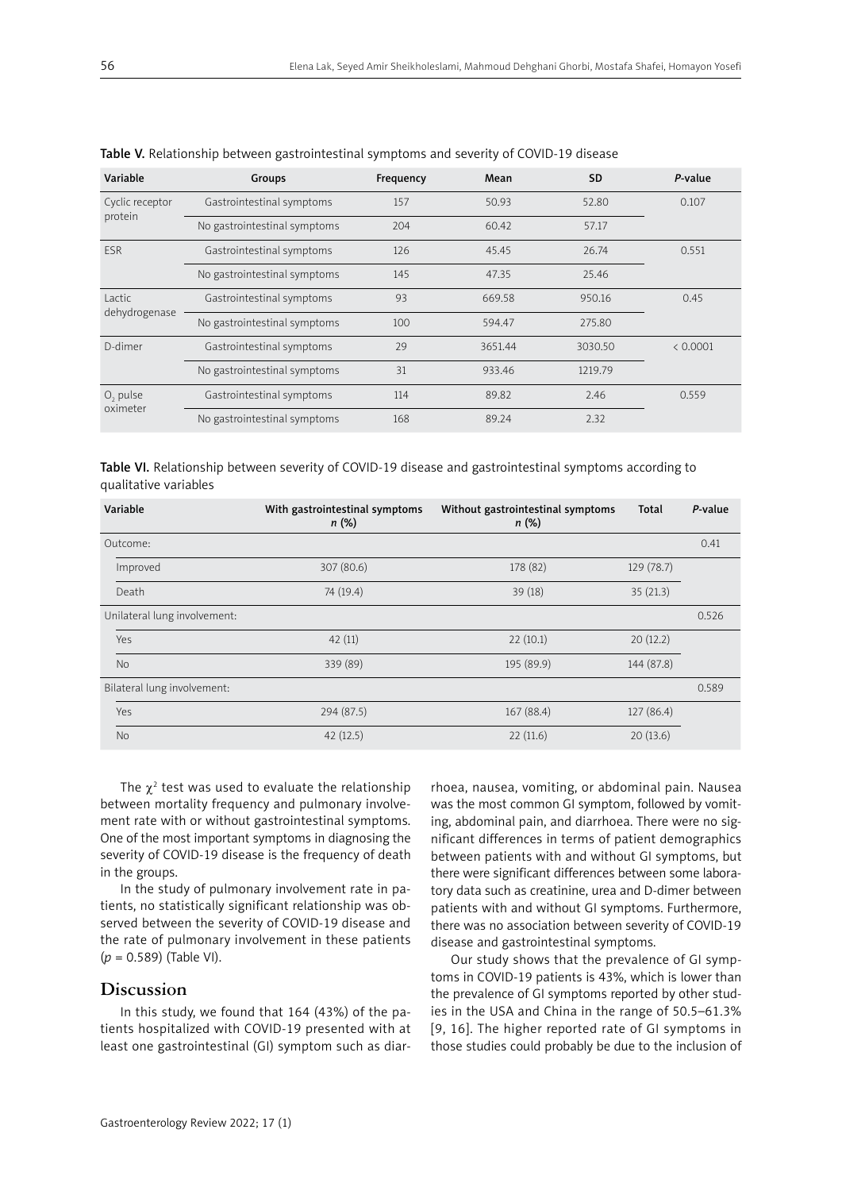**Table V.** Relationship between gastrointestinal symptoms and severity of COVID-19 disease

| Variable | Groups | Frequency | Mean | SD | *P*-value |
|---|---|---|---|---|---|
| Cyclic receptor protein | Gastrointestinal symptoms | 157 | 50.93 | 52.80 | 0.107 |
| | No gastrointestinal symptoms | 204 | 60.42 | 57.17 | |
| ESR | Gastrointestinal symptoms | 126 | 45.45 | 26.74 | 0.551 |
| | No gastrointestinal symptoms | 145 | 47.35 | 25.46 | |
| Lactic dehydrogenase | Gastrointestinal symptoms | 93 | 669.58 | 950.16 | 0.45 |
| | No gastrointestinal symptoms | 100 | 594.47 | 275.80 | |
| D-dimer | Gastrointestinal symptoms | 29 | 3651.44 | 3030.50 | < 0.0001 |
| | No gastrointestinal symptoms | 31 | 933.46 | 1219.79 | |
| $O_2$ pulse oximeter | Gastrointestinal symptoms | 114 | 89.82 | 2.46 | 0.559 |
| | No gastrointestinal symptoms | 168 | 89.24 | 2.32 | |

**Table VI.** Relationship between severity of COVID-19 disease and gastrointestinal symptoms according to qualitative variables

| Variable | With gastrointestinal symptoms *n* (%) | Without gastrointestinal symptoms *n* (%) | Total | *P*-value |
|---|---|---|---|---|
| Outcome: | | | | 0.41 |
| Improved | 307 (80.6) | 178 (82) | 129 (78.7) | |
| Death | 74 (19.4) | 39 (18) | 35 (21.3) | |
| Unilateral lung involvement: | | | | 0.526 |
| Yes | 42 (11) | 22 (10.1) | 20 (12.2) | |
| No | 339 (89) | 195 (89.9) | 144 (87.8) | |
| Bilateral lung involvement: | | | | 0.589 |
| Yes | 294 (87.5) | 167 (88.4) | 127 (86.4) | |
| No | 42 (12.5) | 22 (11.6) | 20 (13.6) | |

The $\chi^2$ test was used to evaluate the relationship between mortality frequency and pulmonary involvement rate with or without gastrointestinal symptoms. One of the most important symptoms in diagnosing the severity of COVID-19 disease is the frequency of death in the groups.

In the study of pulmonary involvement rate in patients, no statistically significant relationship was observed between the severity of COVID-19 disease and the rate of pulmonary involvement in these patients ($p = 0.589$) (Table VI).

## Discussion

In this study, we found that 164 (43%) of the patients hospitalized with COVID-19 presented with at least one gastrointestinal (GI) symptom such as diarrhoea, nausea, vomiting, or abdominal pain. Nausea was the most common GI symptom, followed by vomiting, abdominal pain, and diarrhoea. There were no significant differences in terms of patient demographics between patients with and without GI symptoms, but there were significant differences between some laboratory data such as creatinine, urea and D-dimer between patients with and without GI symptoms. Furthermore, there was no association between severity of COVID-19 disease and gastrointestinal symptoms.

Our study shows that the prevalence of GI symptoms in COVID-19 patients is 43%, which is lower than the prevalence of GI symptoms reported by other studies in the USA and China in the range of 50.5–61.3% [9, 16]. The higher reported rate of GI symptoms in those studies could probably be due to the inclusion of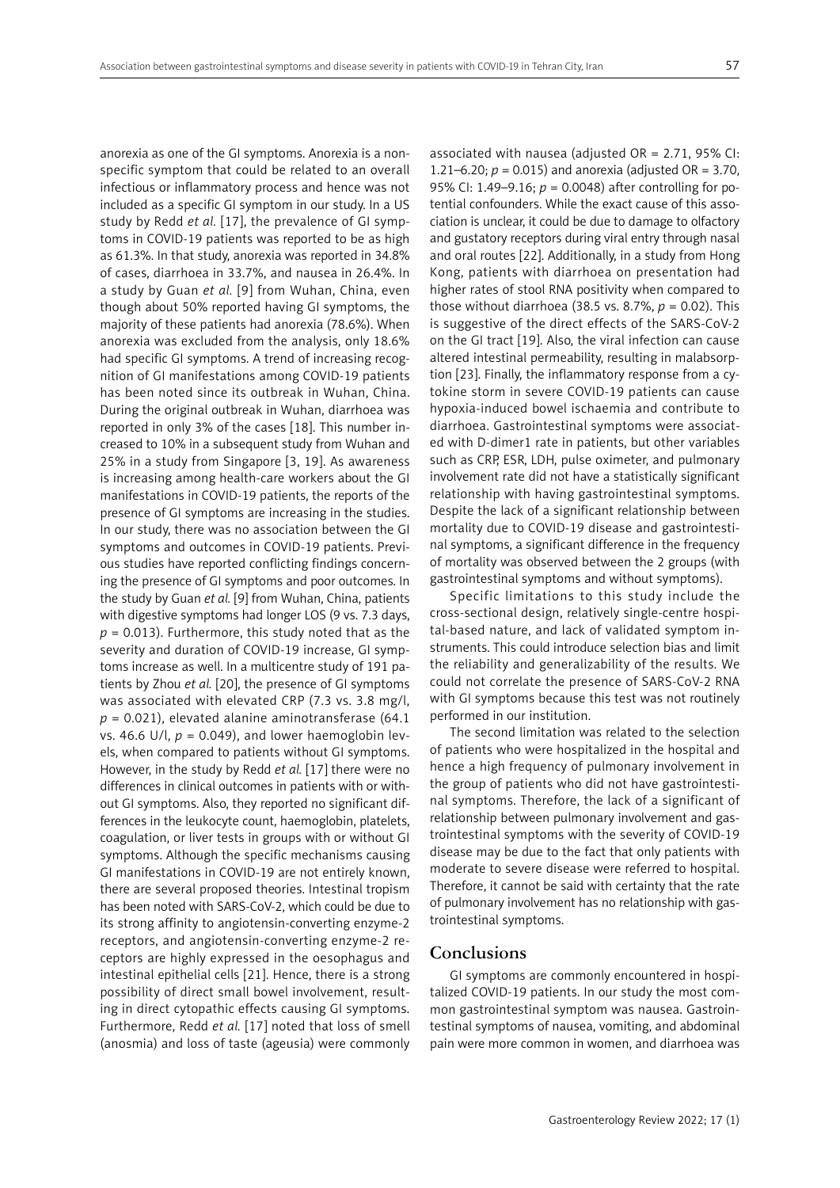anorexia as one of the GI symptoms. Anorexia is a nonspecific symptom that could be related to an overall infectious or inflammatory process and hence was not included as a specific GI symptom in our study. In a US study by Redd *et al.* [17], the prevalence of GI symptoms in COVID-19 patients was reported to be as high as 61.3%. In that study, anorexia was reported in 34.8% of cases, diarrhoea in 33.7%, and nausea in 26.4%. In a study by Guan *et al.* [9] from Wuhan, China, even though about 50% reported having GI symptoms, the majority of these patients had anorexia (78.6%). When anorexia was excluded from the analysis, only 18.6% had specific GI symptoms. A trend of increasing recognition of GI manifestations among COVID-19 patients has been noted since its outbreak in Wuhan, China. During the original outbreak in Wuhan, diarrhoea was reported in only 3% of the cases [18]. This number increased to 10% in a subsequent study from Wuhan and 25% in a study from Singapore [3, 19]. As awareness is increasing among health-care workers about the GI manifestations in COVID-19 patients, the reports of the presence of GI symptoms are increasing in the studies. In our study, there was no association between the GI symptoms and outcomes in COVID-19 patients. Previous studies have reported conflicting findings concerning the presence of GI symptoms and poor outcomes. In the study by Guan *et al.* [9] from Wuhan, China, patients with digestive symptoms had longer LOS (9 vs. 7.3 days, $p = 0.013$). Furthermore, this study noted that as the severity and duration of COVID-19 increase, GI symptoms increase as well. In a multicentre study of 191 patients by Zhou *et al.* [20], the presence of GI symptoms was associated with elevated CRP (7.3 vs. 3.8 mg/l, $p = 0.021$), elevated alanine aminotransferase (64.1 vs. 46.6 U/l, $p = 0.049$), and lower haemoglobin levels, when compared to patients without GI symptoms. However, in the study by Redd *et al.* [17] there were no differences in clinical outcomes in patients with or without GI symptoms. Also, they reported no significant differences in the leukocyte count, haemoglobin, platelets, coagulation, or liver tests in groups with or without GI symptoms. Although the specific mechanisms causing GI manifestations in COVID-19 are not entirely known, there are several proposed theories. Intestinal tropism has been noted with SARS-CoV-2, which could be due to its strong affinity to angiotensin-converting enzyme-2 receptors, and angiotensin-converting enzyme-2 receptors are highly expressed in the oesophagus and intestinal epithelial cells [21]. Hence, there is a strong possibility of direct small bowel involvement, resulting in direct cytopathic effects causing GI symptoms. Furthermore, Redd *et al.* [17] noted that loss of smell (anosmia) and loss of taste (ageusia) were commonly associated with nausea (adjusted OR = 2.71, 95% CI: 1.21–6.20; $p = 0.015$) and anorexia (adjusted OR = 3.70, 95% CI: 1.49–9.16; $p = 0.0048$) after controlling for potential confounders. While the exact cause of this association is unclear, it could be due to damage to olfactory and gustatory receptors during viral entry through nasal and oral routes [22]. Additionally, in a study from Hong Kong, patients with diarrhoea on presentation had higher rates of stool RNA positivity when compared to those without diarrhoea (38.5 vs. 8.7%, $p = 0.02$). This is suggestive of the direct effects of the SARS-CoV-2 on the GI tract [19]. Also, the viral infection can cause altered intestinal permeability, resulting in malabsorption [23]. Finally, the inflammatory response from a cytokine storm in severe COVID-19 patients can cause hypoxia-induced bowel ischaemia and contribute to diarrhoea. Gastrointestinal symptoms were associated with D-dimer1 rate in patients, but other variables such as CRP, ESR, LDH, pulse oximeter, and pulmonary involvement rate did not have a statistically significant relationship with having gastrointestinal symptoms. Despite the lack of a significant relationship between mortality due to COVID-19 disease and gastrointestinal symptoms, a significant difference in the frequency of mortality was observed between the 2 groups (with gastrointestinal symptoms and without symptoms).

Specific limitations to this study include the cross-sectional design, relatively single-centre hospital-based nature, and lack of validated symptom instruments. This could introduce selection bias and limit the reliability and generalizability of the results. We could not correlate the presence of SARS-CoV-2 RNA with GI symptoms because this test was not routinely performed in our institution.

The second limitation was related to the selection of patients who were hospitalized in the hospital and hence a high frequency of pulmonary involvement in the group of patients who did not have gastrointestinal symptoms. Therefore, the lack of a significant of relationship between pulmonary involvement and gastrointestinal symptoms with the severity of COVID-19 disease may be due to the fact that only patients with moderate to severe disease were referred to hospital. Therefore, it cannot be said with certainty that the rate of pulmonary involvement has no relationship with gastrointestinal symptoms.

## Conclusions

GI symptoms are commonly encountered in hospitalized COVID-19 patients. In our study the most common gastrointestinal symptom was nausea. Gastrointestinal symptoms of nausea, vomiting, and abdominal pain were more common in women, and diarrhoea was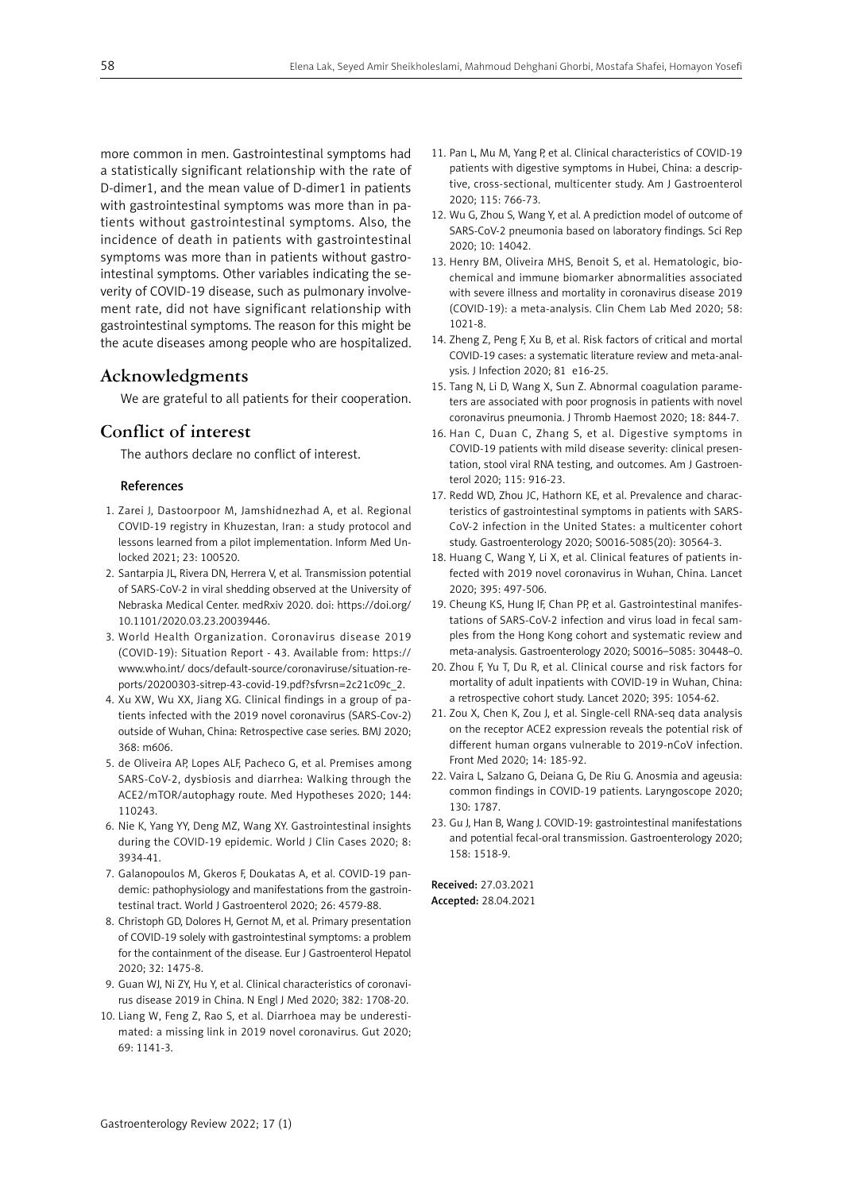more common in men. Gastrointestinal symptoms had a statistically significant relationship with the rate of D-dimer1, and the mean value of D-dimer1 in patients with gastrointestinal symptoms was more than in patients without gastrointestinal symptoms. Also, the incidence of death in patients with gastrointestinal symptoms was more than in patients without gastrointestinal symptoms. Other variables indicating the severity of COVID-19 disease, such as pulmonary involvement rate, did not have significant relationship with gastrointestinal symptoms. The reason for this might be the acute diseases among people who are hospitalized.

## Acknowledgments

We are grateful to all patients for their cooperation.

## Conflict of interest

The authors declare no conflict of interest.

### References

1. Zarei J, Dastoorpoor M, Jamshidnezhad A, et al. Regional COVID-19 registry in Khuzestan, Iran: a study protocol and lessons learned from a pilot implementation. Inform Med Unlocked 2021; 23: 100520.
2. Santarpia JL, Rivera DN, Herrera V, et al. Transmission potential of SARS-CoV-2 in viral shedding observed at the University of Nebraska Medical Center. medRxiv 2020. doi: https://doi.org/10.1101/2020.03.23.20039446.
3. World Health Organization. Coronavirus disease 2019 (COVID-19): Situation Report - 43. Available from: https://www.who.int/ docs/default-source/coronaviruse/situation-reports/20200303-sitrep-43-covid-19.pdf?sfvrsn=2c21c09c_2.
4. Xu XW, Wu XX, Jiang XG. Clinical findings in a group of patients infected with the 2019 novel coronavirus (SARS-Cov-2) outside of Wuhan, China: Retrospective case series. BMJ 2020; 368: m606.
5. de Oliveira AP, Lopes ALF, Pacheco G, et al. Premises among SARS-CoV-2, dysbiosis and diarrhea: Walking through the ACE2/mTOR/autophagy route. Med Hypotheses 2020; 144: 110243.
6. Nie K, Yang YY, Deng MZ, Wang XY. Gastrointestinal insights during the COVID-19 epidemic. World J Clin Cases 2020; 8: 3934-41.
7. Galanopoulos M, Gkeros F, Doukatas A, et al. COVID-19 pandemic: pathophysiology and manifestations from the gastrointestinal tract. World J Gastroenterol 2020; 26: 4579-88.
8. Christoph GD, Dolores H, Gernot M, et al. Primary presentation of COVID-19 solely with gastrointestinal symptoms: a problem for the containment of the disease. Eur J Gastroenterol Hepatol 2020; 32: 1475-8.
9. Guan WJ, Ni ZY, Hu Y, et al. Clinical characteristics of coronavirus disease 2019 in China. N Engl J Med 2020; 382: 1708-20.
10. Liang W, Feng Z, Rao S, et al. Diarrhoea may be underestimated: a missing link in 2019 novel coronavirus. Gut 2020; 69: 1141-3.
11. Pan L, Mu M, Yang P, et al. Clinical characteristics of COVID-19 patients with digestive symptoms in Hubei, China: a descriptive, cross-sectional, multicenter study. Am J Gastroenterol 2020; 115: 766-73.
12. Wu G, Zhou S, Wang Y, et al. A prediction model of outcome of SARS-CoV-2 pneumonia based on laboratory findings. Sci Rep 2020; 10: 14042.
13. Henry BM, Oliveira MHS, Benoit S, et al. Hematologic, biochemical and immune biomarker abnormalities associated with severe illness and mortality in coronavirus disease 2019 (COVID-19): a meta-analysis. Clin Chem Lab Med 2020; 58: 1021-8.
14. Zheng Z, Peng F, Xu B, et al. Risk factors of critical and mortal COVID-19 cases: a systematic literature review and meta-analysis. J Infection 2020; 81 e16-25.
15. Tang N, Li D, Wang X, Sun Z. Abnormal coagulation parameters are associated with poor prognosis in patients with novel coronavirus pneumonia. J Thromb Haemost 2020; 18: 844-7.
16. Han C, Duan C, Zhang S, et al. Digestive symptoms in COVID-19 patients with mild disease severity: clinical presentation, stool viral RNA testing, and outcomes. Am J Gastroenterol 2020; 115: 916-23.
17. Redd WD, Zhou JC, Hathorn KE, et al. Prevalence and characteristics of gastrointestinal symptoms in patients with SARS-CoV-2 infection in the United States: a multicenter cohort study. Gastroenterology 2020; S0016-5085(20): 30564-3.
18. Huang C, Wang Y, Li X, et al. Clinical features of patients infected with 2019 novel coronavirus in Wuhan, China. Lancet 2020; 395: 497-506.
19. Cheung KS, Hung IF, Chan PP, et al. Gastrointestinal manifestations of SARS-CoV-2 infection and virus load in fecal samples from the Hong Kong cohort and systematic review and meta-analysis. Gastroenterology 2020; S0016–5085: 30448–0.
20. Zhou F, Yu T, Du R, et al. Clinical course and risk factors for mortality of adult inpatients with COVID-19 in Wuhan, China: a retrospective cohort study. Lancet 2020; 395: 1054-62.
21. Zou X, Chen K, Zou J, et al. Single-cell RNA-seq data analysis on the receptor ACE2 expression reveals the potential risk of different human organs vulnerable to 2019-nCoV infection. Front Med 2020; 14: 185-92.
22. Vaira L, Salzano G, Deiana G, De Riu G. Anosmia and ageusia: common findings in COVID-19 patients. Laryngoscope 2020; 130: 1787.
23. Gu J, Han B, Wang J. COVID-19: gastrointestinal manifestations and potential fecal-oral transmission. Gastroenterology 2020; 158: 1518-9.

**Received:** 27.03.2021
**Accepted:** 28.04.2021